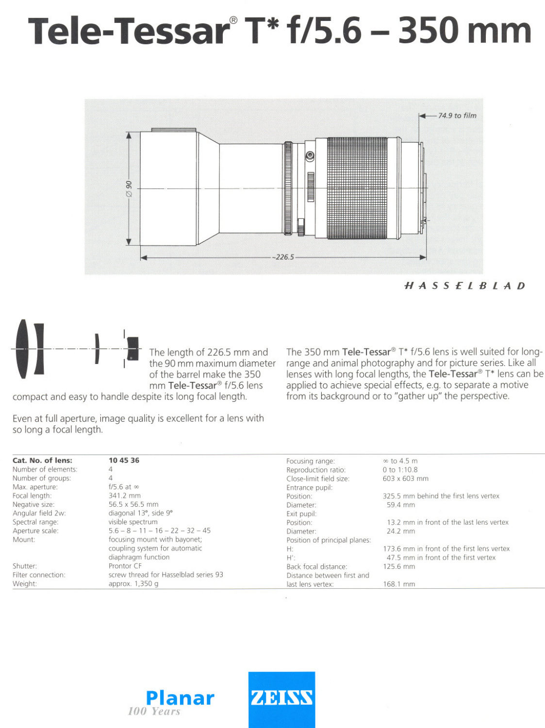# Tele-Tessar® T* f/5.6 – 350 mm

HASSELBLAD

The length of 226.5 mm and the 90 mm maximum diameter of the barrel make the 350 mm **Tele-Tessar**® f/5.6 lens compact and easy to handle despite its long focal length.

Even at full aperture, image quality is excellent for a lens with so long a focal length.

The 350 mm **Tele-Tessar**® T* f/5.6 lens is well suited for long-range and animal photography and for picture series. Like all lenses with long focal lengths, the **Tele-Tessar**® T* lens can be applied to achieve special effects, e.g. to separate a motive from its background or to "gather up" the perspective.

| **Cat. No. of lens:** | **10 45 36** |
|---|---|
| Number of elements: | 4 |
| Number of groups: | 4 |
| Max. aperture: | f/5.6 at ∞ |
| Focal length: | 341.2 mm |
| Negative size: | 56.5 x 56.5 mm |
| Angular field 2w: | diagonal 13°, side 9° |
| Spectral range: | visible spectrum |
| Aperture scale: | 5.6 – 8 – 11 – 16 – 22 – 32 – 45 |
| Mount: | focusing mount with bayonet; coupling system for automatic diaphragm function |
| Shutter: | Prontor CF |
| Filter connection: | screw thread for Hasselblad series 93 |
| Weight: | approx. 1,350 g |

| | |
|---|---|
| Focusing range: | ∞ to 4.5 m |
| Reproduction ratio: | 0 to 1:10.8 |
| Close-limit field size: | 603 x 603 mm |
| Entrance pupil: | |
| Position: | 325.5 mm behind the first lens vertex |
| Diameter: | 59.4 mm |
| Exit pupil: | |
| Position: | 13.2 mm in front of the last lens vertex |
| Diameter: | 24.2 mm |
| Position of principal planes: | |
| H: | 173.6 mm in front of the first lens vertex |
| H': | 47.5 mm in front of the first vertex |
| Back focal distance: | 125.6 mm |
| Distance between first and last lens vertex: | 168.1 mm |

Planar 100 Years

ZEISS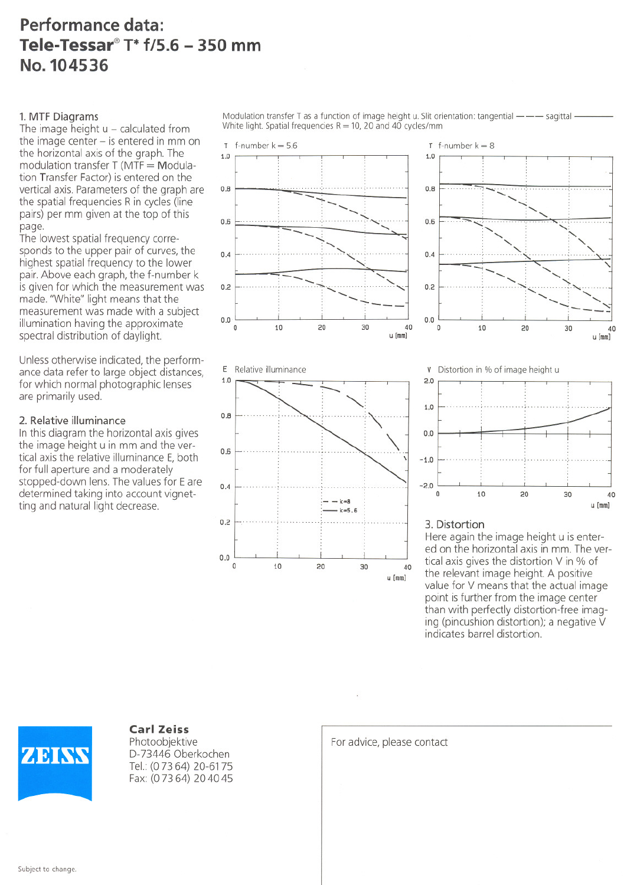# Performance data:
# Tele-Tessar® T* f/5.6 – 350 mm
# No. 104536

## 1. MTF Diagrams

The image height u – calculated from the image center – is entered in mm on the horizontal axis of the graph. The modulation transfer T (MTF = Modulation Transfer Factor) is entered on the vertical axis. Parameters of the graph are the spatial frequencies R in cycles (line pairs) per mm given at the top of this page.

The lowest spatial frequency corresponds to the upper pair of curves, the highest spatial frequency to the lower pair. Above each graph, the f-number k is given for which the measurement was made. "White" light means that the measurement was made with a subject illumination having the approximate spectral distribution of daylight.

Unless otherwise indicated, the performance data refer to large object distances, for which normal photographic lenses are primarily used.

Modulation transfer T as a function of image height u. Slit orientation: tangential – – – sagittal ———
White light. Spatial frequencies R = 10, 20 and 40 cycles/mm

T f-number k = 5.6

1.0
0.8
0.6
0.4
0.2
0.0
0 10 20 30 40
u [mm]

T f-number k = 8

1.0
0.8
0.6
0.4
0.2
0.0
0 10 20 30 40
u [mm]

## 2. Relative illuminance

In this diagram the horizontal axis gives the image height u in mm and the vertical axis the relative illuminance E, both for full aperture and a moderately stopped-down lens. The values for E are determined taking into account vignetting and natural light decrease.

E Relative illuminance

1.0
0.8
0.6
0.4
0.2
0.0
0 10 20 30 40
u [mm]

– – k=8
—— k=5.6

V Distortion in % of image height u

2.0
1.0
0.0
-1.0
-2.0
0 10 20 30 40
u [mm]

## 3. Distortion

Here again the image height u is entered on the horizontal axis in mm. The vertical axis gives the distortion V in % of the relevant image height. A positive value for V means that the actual image point is further from the image center than with perfectly distortion-free imaging (pincushion distortion); a negative V indicates barrel distortion.

ZEISS

**Carl Zeiss**
Photoobjektive
D-73446 Oberkochen
Tel.: (0 73 64) 20-61 75
Fax: (0 73 64) 20 40 45

For advice, please contact

Subject to change.